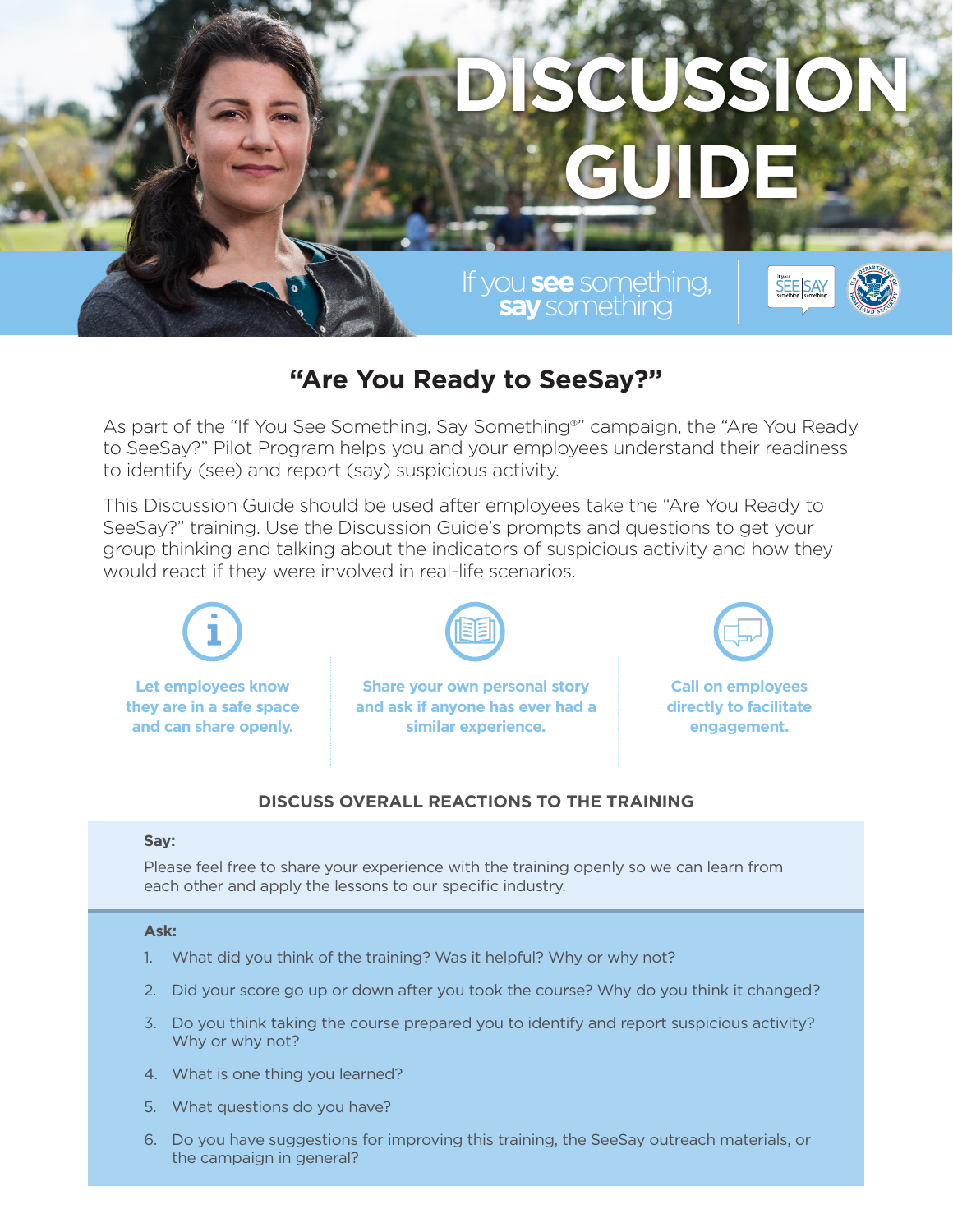# DISCUSSION GUIDE

If you **see** something, **say** something®

## "Are You Ready to SeeSay?"

As part of the "If You See Something, Say Something®" campaign, the "Are You Ready to SeeSay?" Pilot Program helps you and your employees understand their readiness to identify (see) and report (say) suspicious activity.

This Discussion Guide should be used after employees take the "Are You Ready to SeeSay?" training. Use the Discussion Guide's prompts and questions to get your group thinking and talking about the indicators of suspicious activity and how they would react if they were involved in real-life scenarios.

**Let employees know they are in a safe space and can share openly.**

**Share your own personal story and ask if anyone has ever had a similar experience.**

**Call on employees directly to facilitate engagement.**

### DISCUSS OVERALL REACTIONS TO THE TRAINING

**Say:**

Please feel free to share your experience with the training openly so we can learn from each other and apply the lessons to our specific industry.

**Ask:**

1. What did you think of the training? Was it helpful? Why or why not?
2. Did your score go up or down after you took the course? Why do you think it changed?
3. Do you think taking the course prepared you to identify and report suspicious activity? Why or why not?
4. What is one thing you learned?
5. What questions do you have?
6. Do you have suggestions for improving this training, the SeeSay outreach materials, or the campaign in general?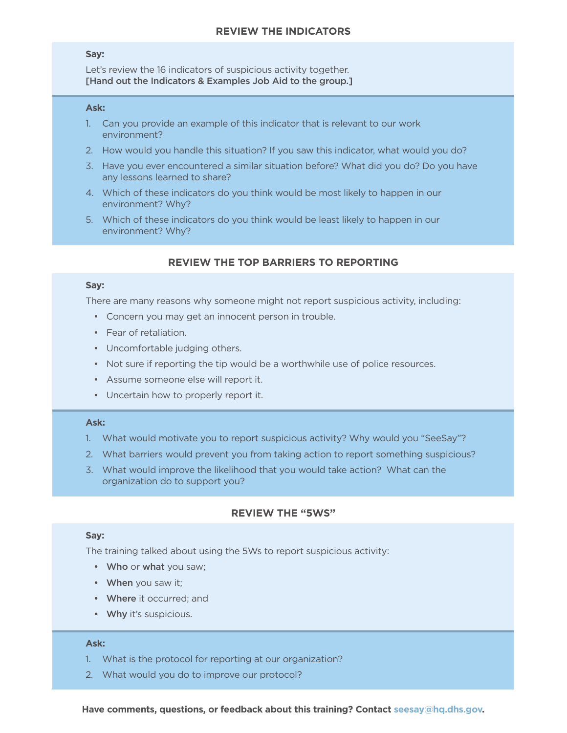## REVIEW THE INDICATORS

**Say:**

Let's review the 16 indicators of suspicious activity together.
**[Hand out the Indicators & Examples Job Aid to the group.]**

**Ask:**

1. Can you provide an example of this indicator that is relevant to our work environment?
2. How would you handle this situation? If you saw this indicator, what would you do?
3. Have you ever encountered a similar situation before? What did you do? Do you have any lessons learned to share?
4. Which of these indicators do you think would be most likely to happen in our environment? Why?
5. Which of these indicators do you think would be least likely to happen in our environment? Why?

## REVIEW THE TOP BARRIERS TO REPORTING

**Say:**

There are many reasons why someone might not report suspicious activity, including:

- Concern you may get an innocent person in trouble.
- Fear of retaliation.
- Uncomfortable judging others.
- Not sure if reporting the tip would be a worthwhile use of police resources.
- Assume someone else will report it.
- Uncertain how to properly report it.

**Ask:**

1. What would motivate you to report suspicious activity? Why would you "SeeSay"?
2. What barriers would prevent you from taking action to report something suspicious?
3. What would improve the likelihood that you would take action? What can the organization do to support you?

## REVIEW THE "5WS"

**Say:**

The training talked about using the 5Ws to report suspicious activity:

- **Who** or **what** you saw;
- **When** you saw it;
- **Where** it occurred; and
- **Why** it's suspicious.

**Ask:**

1. What is the protocol for reporting at our organization?
2. What would you do to improve our protocol?

**Have comments, questions, or feedback about this training? Contact seesay@hq.dhs.gov.**